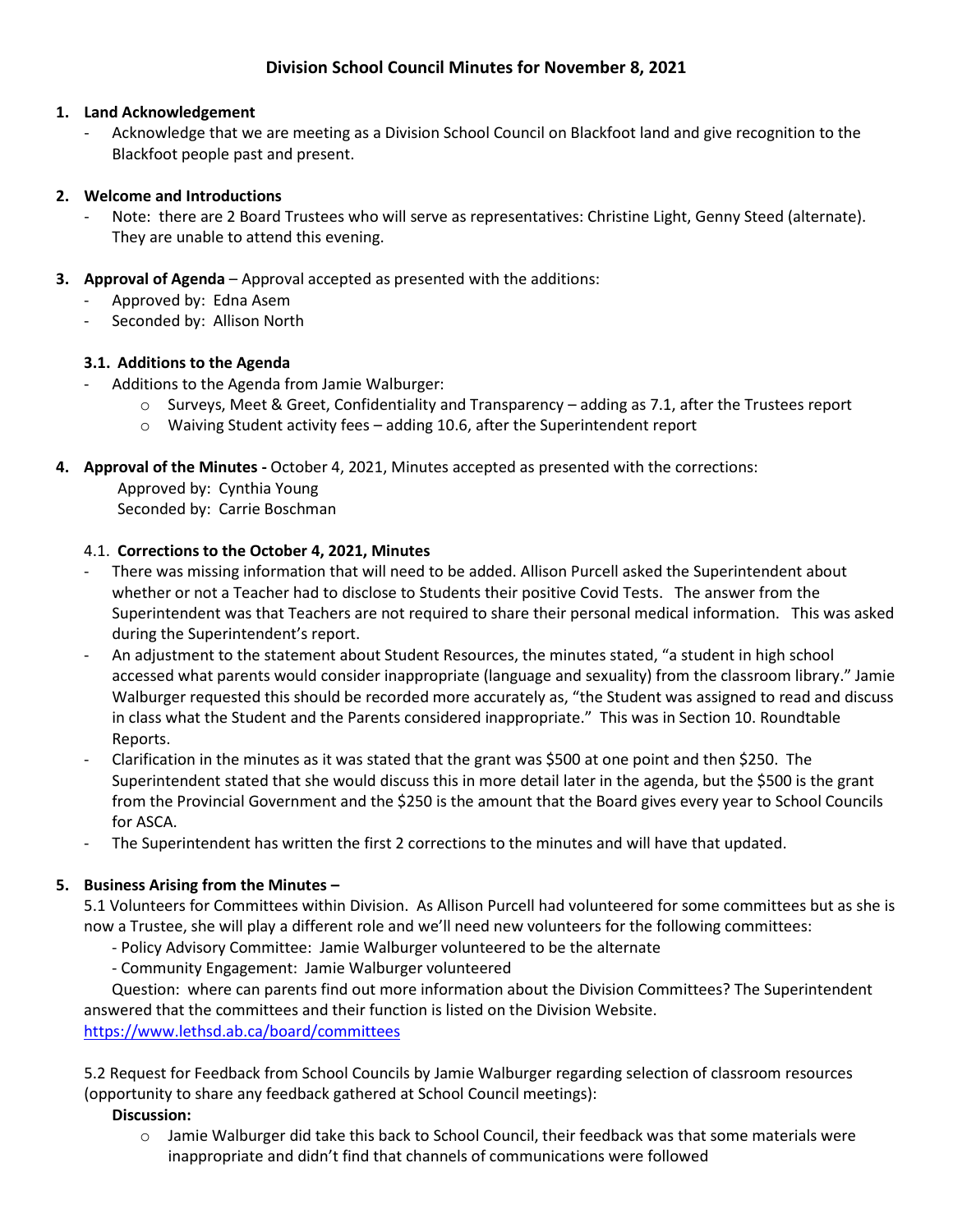# Division School Council Minutes for November 8, 2021

1. **Land Acknowledgement**
   - Acknowledge that we are meeting as a Division School Council on Blackfoot land and give recognition to the Blackfoot people past and present.

2. **Welcome and Introductions**
   - Note: there are 2 Board Trustees who will serve as representatives: Christine Light, Genny Steed (alternate). They are unable to attend this evening.

3. **Approval of Agenda** – Approval accepted as presented with the additions:
   - Approved by: Edna Asem
   - Seconded by: Allison North

   **3.1. Additions to the Agenda**
   - Additions to the Agenda from Jamie Walburger:
     - Surveys, Meet & Greet, Confidentiality and Transparency – adding as 7.1, after the Trustees report
     - Waiving Student activity fees – adding 10.6, after the Superintendent report

4. **Approval of the Minutes -** October 4, 2021, Minutes accepted as presented with the corrections:
   Approved by: Cynthia Young
   Seconded by: Carrie Boschman

   4.1. **Corrections to the October 4, 2021, Minutes**
   - There was missing information that will need to be added. Allison Purcell asked the Superintendent about whether or not a Teacher had to disclose to Students their positive Covid Tests. The answer from the Superintendent was that Teachers are not required to share their personal medical information. This was asked during the Superintendent's report.
   - An adjustment to the statement about Student Resources, the minutes stated, "a student in high school accessed what parents would consider inappropriate (language and sexuality) from the classroom library." Jamie Walburger requested this should be recorded more accurately as, "the Student was assigned to read and discuss in class what the Student and the Parents considered inappropriate." This was in Section 10. Roundtable Reports.
   - Clarification in the minutes as it was stated that the grant was $500 at one point and then $250. The Superintendent stated that she would discuss this in more detail later in the agenda, but the $500 is the grant from the Provincial Government and the $250 is the amount that the Board gives every year to School Councils for ASCA.
   - The Superintendent has written the first 2 corrections to the minutes and will have that updated.

5. **Business Arising from the Minutes –**

   5.1 Volunteers for Committees within Division. As Allison Purcell had volunteered for some committees but as she is now a Trustee, she will play a different role and we'll need new volunteers for the following committees:
   - Policy Advisory Committee: Jamie Walburger volunteered to be the alternate
   - Community Engagement: Jamie Walburger volunteered

   Question: where can parents find out more information about the Division Committees? The Superintendent answered that the committees and their function is listed on the Division Website.
   https://www.lethsd.ab.ca/board/committees

   5.2 Request for Feedback from School Councils by Jamie Walburger regarding selection of classroom resources (opportunity to share any feedback gathered at School Council meetings):

   **Discussion:**
   - Jamie Walburger did take this back to School Council, their feedback was that some materials were inappropriate and didn't find that channels of communications were followed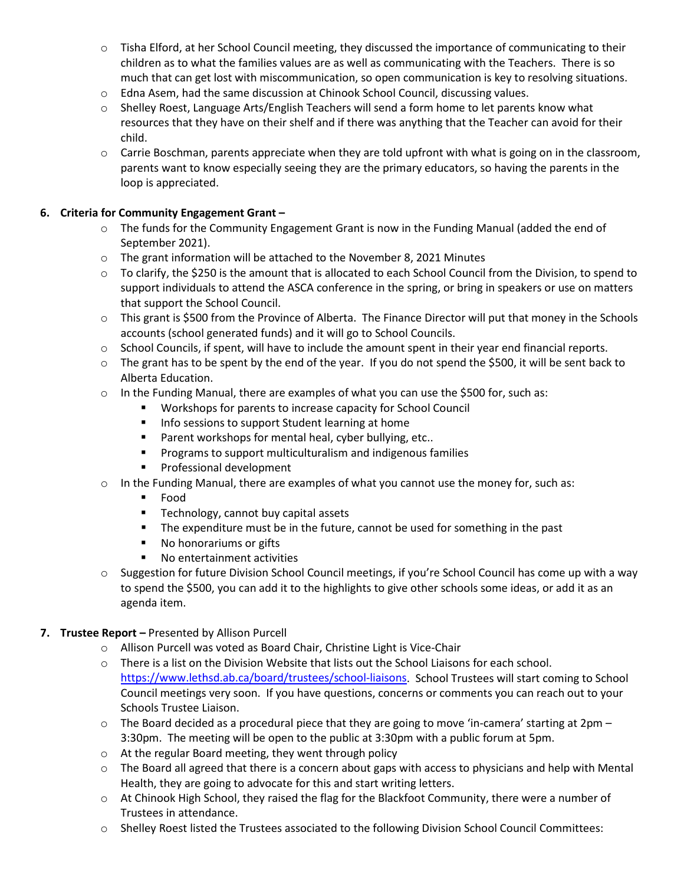- Tisha Elford, at her School Council meeting, they discussed the importance of communicating to their children as to what the families values are as well as communicating with the Teachers. There is so much that can get lost with miscommunication, so open communication is key to resolving situations.
- Edna Asem, had the same discussion at Chinook School Council, discussing values.
- Shelley Roest, Language Arts/English Teachers will send a form home to let parents know what resources that they have on their shelf and if there was anything that the Teacher can avoid for their child.
- Carrie Boschman, parents appreciate when they are told upfront with what is going on in the classroom, parents want to know especially seeing they are the primary educators, so having the parents in the loop is appreciated.

**6. Criteria for Community Engagement Grant –**

- The funds for the Community Engagement Grant is now in the Funding Manual (added the end of September 2021).
- The grant information will be attached to the November 8, 2021 Minutes
- To clarify, the $250 is the amount that is allocated to each School Council from the Division, to spend to support individuals to attend the ASCA conference in the spring, or bring in speakers or use on matters that support the School Council.
- This grant is $500 from the Province of Alberta. The Finance Director will put that money in the Schools accounts (school generated funds) and it will go to School Councils.
- School Councils, if spent, will have to include the amount spent in their year end financial reports.
- The grant has to be spent by the end of the year. If you do not spend the $500, it will be sent back to Alberta Education.
- In the Funding Manual, there are examples of what you can use the $500 for, such as:
  - Workshops for parents to increase capacity for School Council
  - Info sessions to support Student learning at home
  - Parent workshops for mental heal, cyber bullying, etc..
  - Programs to support multiculturalism and indigenous families
  - Professional development
- In the Funding Manual, there are examples of what you cannot use the money for, such as:
  - Food
  - Technology, cannot buy capital assets
  - The expenditure must be in the future, cannot be used for something in the past
  - No honorariums or gifts
  - No entertainment activities
- Suggestion for future Division School Council meetings, if you're School Council has come up with a way to spend the $500, you can add it to the highlights to give other schools some ideas, or add it as an agenda item.

**7. Trustee Report –** Presented by Allison Purcell

- Allison Purcell was voted as Board Chair, Christine Light is Vice-Chair
- There is a list on the Division Website that lists out the School Liaisons for each school. https://www.lethsd.ab.ca/board/trustees/school-liaisons. School Trustees will start coming to School Council meetings very soon. If you have questions, concerns or comments you can reach out to your Schools Trustee Liaison.
- The Board decided as a procedural piece that they are going to move 'in-camera' starting at 2pm – 3:30pm. The meeting will be open to the public at 3:30pm with a public forum at 5pm.
- At the regular Board meeting, they went through policy
- The Board all agreed that there is a concern about gaps with access to physicians and help with Mental Health, they are going to advocate for this and start writing letters.
- At Chinook High School, they raised the flag for the Blackfoot Community, there were a number of Trustees in attendance.
- Shelley Roest listed the Trustees associated to the following Division School Council Committees: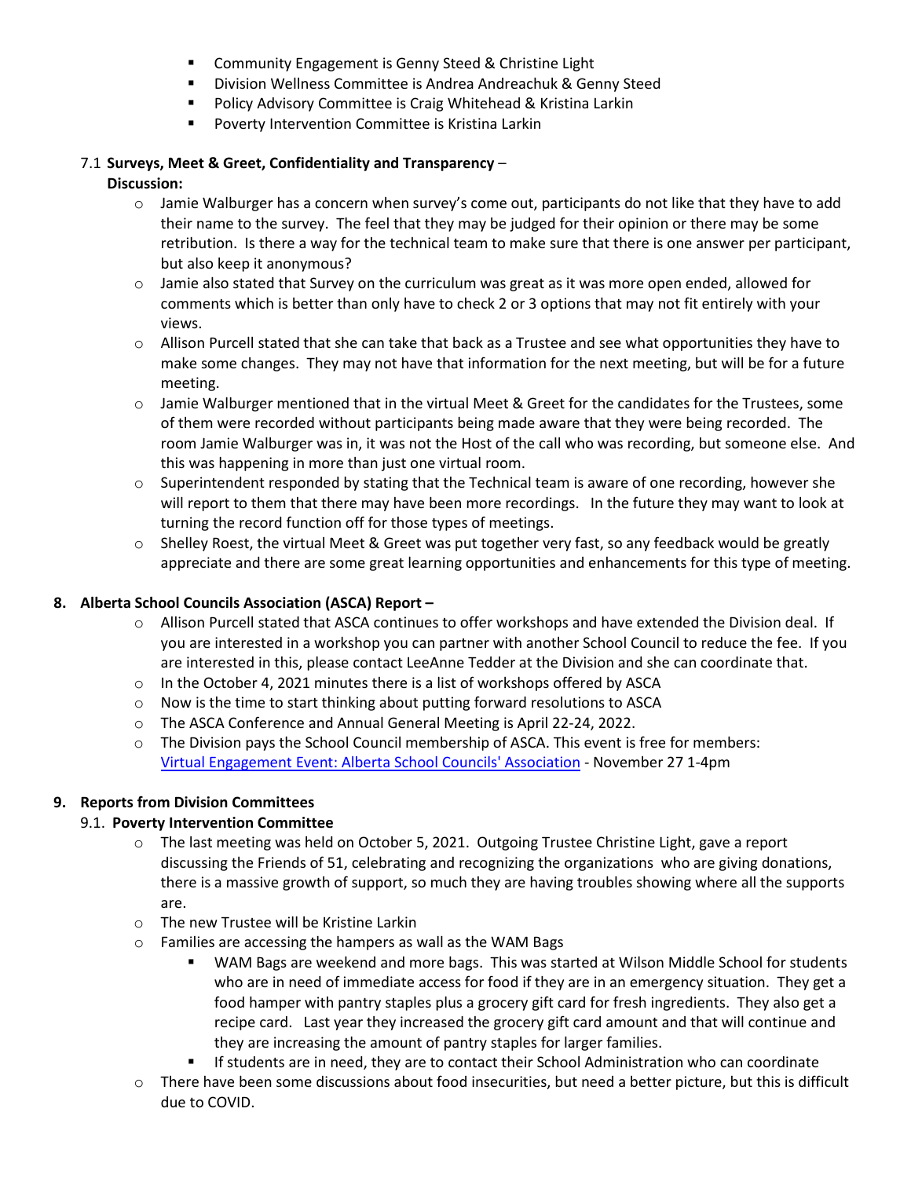- Community Engagement is Genny Steed & Christine Light
- Division Wellness Committee is Andrea Andreachuk & Genny Steed
- Policy Advisory Committee is Craig Whitehead & Kristina Larkin
- Poverty Intervention Committee is Kristina Larkin

7.1 **Surveys, Meet & Greet, Confidentiality and Transparency** –

**Discussion:**

- Jamie Walburger has a concern when survey's come out, participants do not like that they have to add their name to the survey. The feel that they may be judged for their opinion or there may be some retribution. Is there a way for the technical team to make sure that there is one answer per participant, but also keep it anonymous?
- Jamie also stated that Survey on the curriculum was great as it was more open ended, allowed for comments which is better than only have to check 2 or 3 options that may not fit entirely with your views.
- Allison Purcell stated that she can take that back as a Trustee and see what opportunities they have to make some changes. They may not have that information for the next meeting, but will be for a future meeting.
- Jamie Walburger mentioned that in the virtual Meet & Greet for the candidates for the Trustees, some of them were recorded without participants being made aware that they were being recorded. The room Jamie Walburger was in, it was not the Host of the call who was recording, but someone else. And this was happening in more than just one virtual room.
- Superintendent responded by stating that the Technical team is aware of one recording, however she will report to them that there may have been more recordings. In the future they may want to look at turning the record function off for those types of meetings.
- Shelley Roest, the virtual Meet & Greet was put together very fast, so any feedback would be greatly appreciate and there are some great learning opportunities and enhancements for this type of meeting.

**8. Alberta School Councils Association (ASCA) Report –**

- Allison Purcell stated that ASCA continues to offer workshops and have extended the Division deal. If you are interested in a workshop you can partner with another School Council to reduce the fee. If you are interested in this, please contact LeeAnne Tedder at the Division and she can coordinate that.
- In the October 4, 2021 minutes there is a list of workshops offered by ASCA
- Now is the time to start thinking about putting forward resolutions to ASCA
- The ASCA Conference and Annual General Meeting is April 22-24, 2022.
- The Division pays the School Council membership of ASCA. This event is free for members: [Virtual Engagement Event: Alberta School Councils' Association]() - November 27 1-4pm

**9. Reports from Division Committees**

9.1. **Poverty Intervention Committee**

- The last meeting was held on October 5, 2021. Outgoing Trustee Christine Light, gave a report discussing the Friends of 51, celebrating and recognizing the organizations who are giving donations, there is a massive growth of support, so much they are having troubles showing where all the supports are.
- The new Trustee will be Kristine Larkin
- Families are accessing the hampers as wall as the WAM Bags
  - WAM Bags are weekend and more bags. This was started at Wilson Middle School for students who are in need of immediate access for food if they are in an emergency situation. They get a food hamper with pantry staples plus a grocery gift card for fresh ingredients. They also get a recipe card. Last year they increased the grocery gift card amount and that will continue and they are increasing the amount of pantry staples for larger families.
  - If students are in need, they are to contact their School Administration who can coordinate
- There have been some discussions about food insecurities, but need a better picture, but this is difficult due to COVID.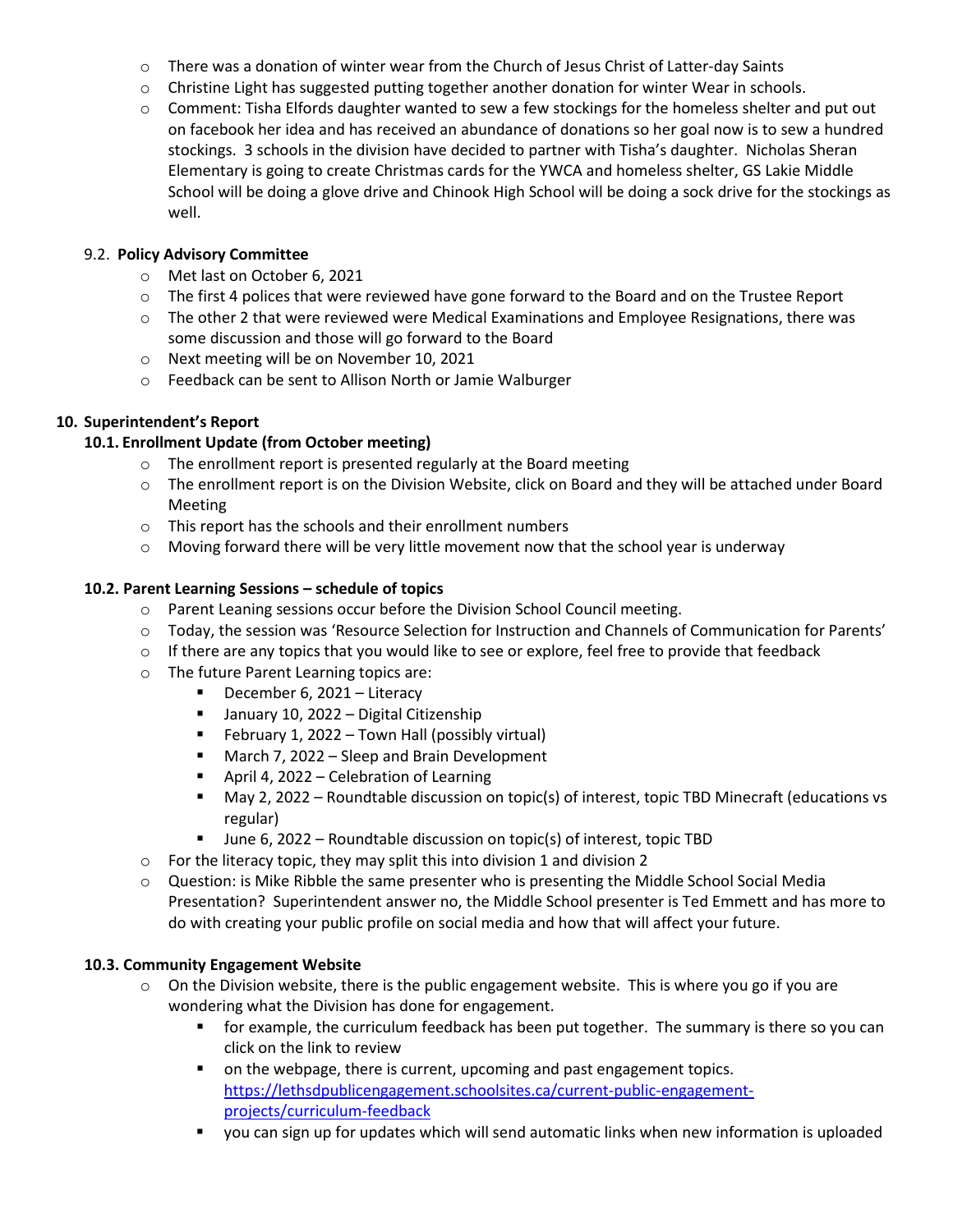- There was a donation of winter wear from the Church of Jesus Christ of Latter-day Saints
- Christine Light has suggested putting together another donation for winter Wear in schools.
- Comment: Tisha Elfords daughter wanted to sew a few stockings for the homeless shelter and put out on facebook her idea and has received an abundance of donations so her goal now is to sew a hundred stockings. 3 schools in the division have decided to partner with Tisha's daughter. Nicholas Sheran Elementary is going to create Christmas cards for the YWCA and homeless shelter, GS Lakie Middle School will be doing a glove drive and Chinook High School will be doing a sock drive for the stockings as well.

9.2. **Policy Advisory Committee**

- Met last on October 6, 2021
- The first 4 polices that were reviewed have gone forward to the Board and on the Trustee Report
- The other 2 that were reviewed were Medical Examinations and Employee Resignations, there was some discussion and those will go forward to the Board
- Next meeting will be on November 10, 2021
- Feedback can be sent to Allison North or Jamie Walburger

**10. Superintendent's Report**

**10.1. Enrollment Update (from October meeting)**

- The enrollment report is presented regularly at the Board meeting
- The enrollment report is on the Division Website, click on Board and they will be attached under Board Meeting
- This report has the schools and their enrollment numbers
- Moving forward there will be very little movement now that the school year is underway

**10.2. Parent Learning Sessions – schedule of topics**

- Parent Leaning sessions occur before the Division School Council meeting.
- Today, the session was 'Resource Selection for Instruction and Channels of Communication for Parents'
- If there are any topics that you would like to see or explore, feel free to provide that feedback
- The future Parent Learning topics are:
  - December 6, 2021 – Literacy
  - January 10, 2022 – Digital Citizenship
  - February 1, 2022 – Town Hall (possibly virtual)
  - March 7, 2022 – Sleep and Brain Development
  - April 4, 2022 – Celebration of Learning
  - May 2, 2022 – Roundtable discussion on topic(s) of interest, topic TBD Minecraft (educations vs regular)
  - June 6, 2022 – Roundtable discussion on topic(s) of interest, topic TBD
- For the literacy topic, they may split this into division 1 and division 2
- Question: is Mike Ribble the same presenter who is presenting the Middle School Social Media Presentation? Superintendent answer no, the Middle School presenter is Ted Emmett and has more to do with creating your public profile on social media and how that will affect your future.

**10.3. Community Engagement Website**

- On the Division website, there is the public engagement website. This is where you go if you are wondering what the Division has done for engagement.
  - for example, the curriculum feedback has been put together. The summary is there so you can click on the link to review
  - on the webpage, there is current, upcoming and past engagement topics. https://lethsdpublicengagement.schoolsites.ca/current-public-engagement-projects/curriculum-feedback
  - you can sign up for updates which will send automatic links when new information is uploaded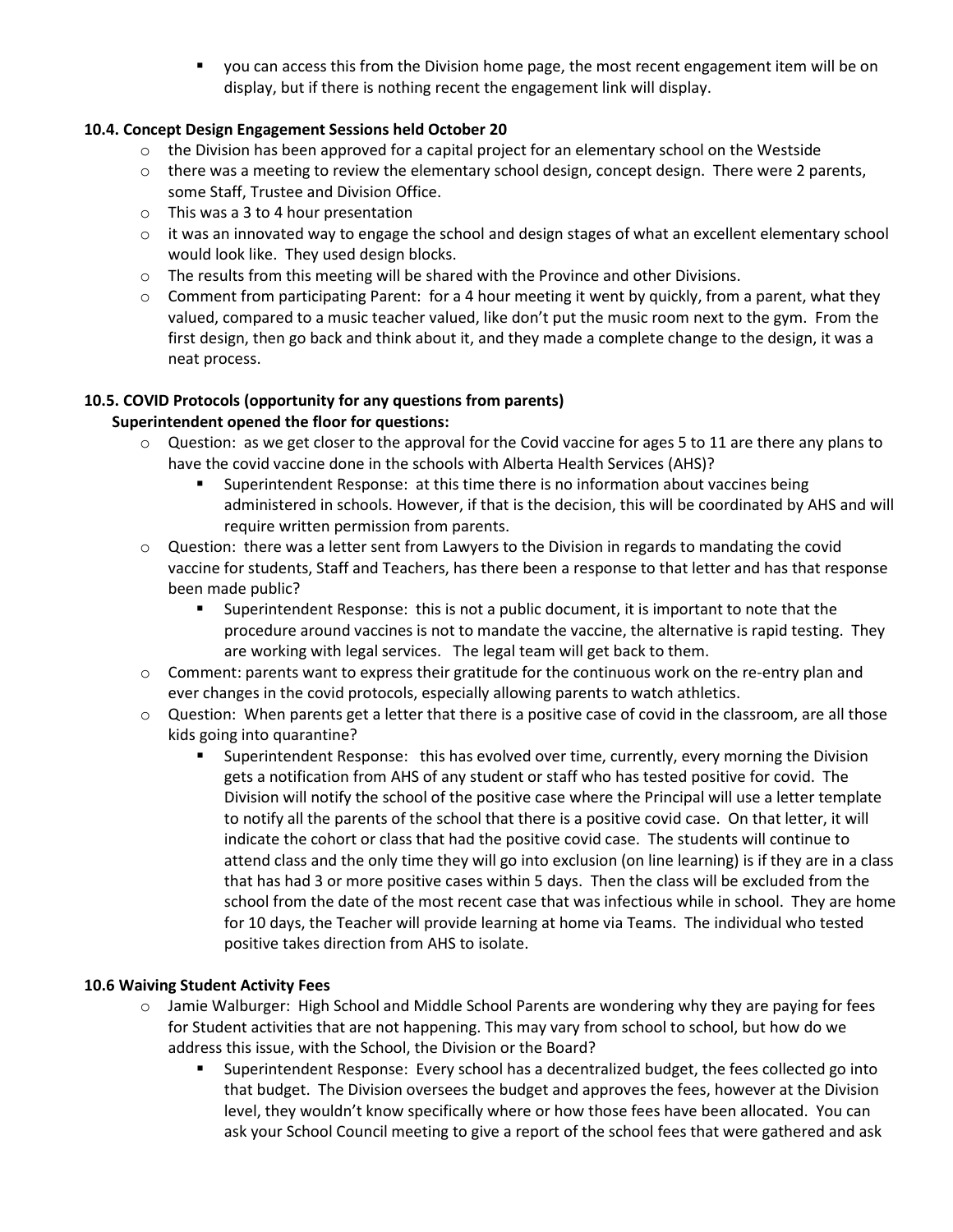- you can access this from the Division home page, the most recent engagement item will be on display, but if there is nothing recent the engagement link will display.

**10.4. Concept Design Engagement Sessions held October 20**

- the Division has been approved for a capital project for an elementary school on the Westside
- there was a meeting to review the elementary school design, concept design. There were 2 parents, some Staff, Trustee and Division Office.
- This was a 3 to 4 hour presentation
- it was an innovated way to engage the school and design stages of what an excellent elementary school would look like. They used design blocks.
- The results from this meeting will be shared with the Province and other Divisions.
- Comment from participating Parent: for a 4 hour meeting it went by quickly, from a parent, what they valued, compared to a music teacher valued, like don't put the music room next to the gym. From the first design, then go back and think about it, and they made a complete change to the design, it was a neat process.

**10.5. COVID Protocols (opportunity for any questions from parents)**
**Superintendent opened the floor for questions:**

- Question: as we get closer to the approval for the Covid vaccine for ages 5 to 11 are there any plans to have the covid vaccine done in the schools with Alberta Health Services (AHS)?
    - Superintendent Response: at this time there is no information about vaccines being administered in schools. However, if that is the decision, this will be coordinated by AHS and will require written permission from parents.
- Question: there was a letter sent from Lawyers to the Division in regards to mandating the covid vaccine for students, Staff and Teachers, has there been a response to that letter and has that response been made public?
    - Superintendent Response: this is not a public document, it is important to note that the procedure around vaccines is not to mandate the vaccine, the alternative is rapid testing. They are working with legal services. The legal team will get back to them.
- Comment: parents want to express their gratitude for the continuous work on the re-entry plan and ever changes in the covid protocols, especially allowing parents to watch athletics.
- Question: When parents get a letter that there is a positive case of covid in the classroom, are all those kids going into quarantine?
    - Superintendent Response: this has evolved over time, currently, every morning the Division gets a notification from AHS of any student or staff who has tested positive for covid. The Division will notify the school of the positive case where the Principal will use a letter template to notify all the parents of the school that there is a positive covid case. On that letter, it will indicate the cohort or class that had the positive covid case. The students will continue to attend class and the only time they will go into exclusion (on line learning) is if they are in a class that has had 3 or more positive cases within 5 days. Then the class will be excluded from the school from the date of the most recent case that was infectious while in school. They are home for 10 days, the Teacher will provide learning at home via Teams. The individual who tested positive takes direction from AHS to isolate.

**10.6 Waiving Student Activity Fees**

- Jamie Walburger: High School and Middle School Parents are wondering why they are paying for fees for Student activities that are not happening. This may vary from school to school, but how do we address this issue, with the School, the Division or the Board?
    - Superintendent Response: Every school has a decentralized budget, the fees collected go into that budget. The Division oversees the budget and approves the fees, however at the Division level, they wouldn't know specifically where or how those fees have been allocated. You can ask your School Council meeting to give a report of the school fees that were gathered and ask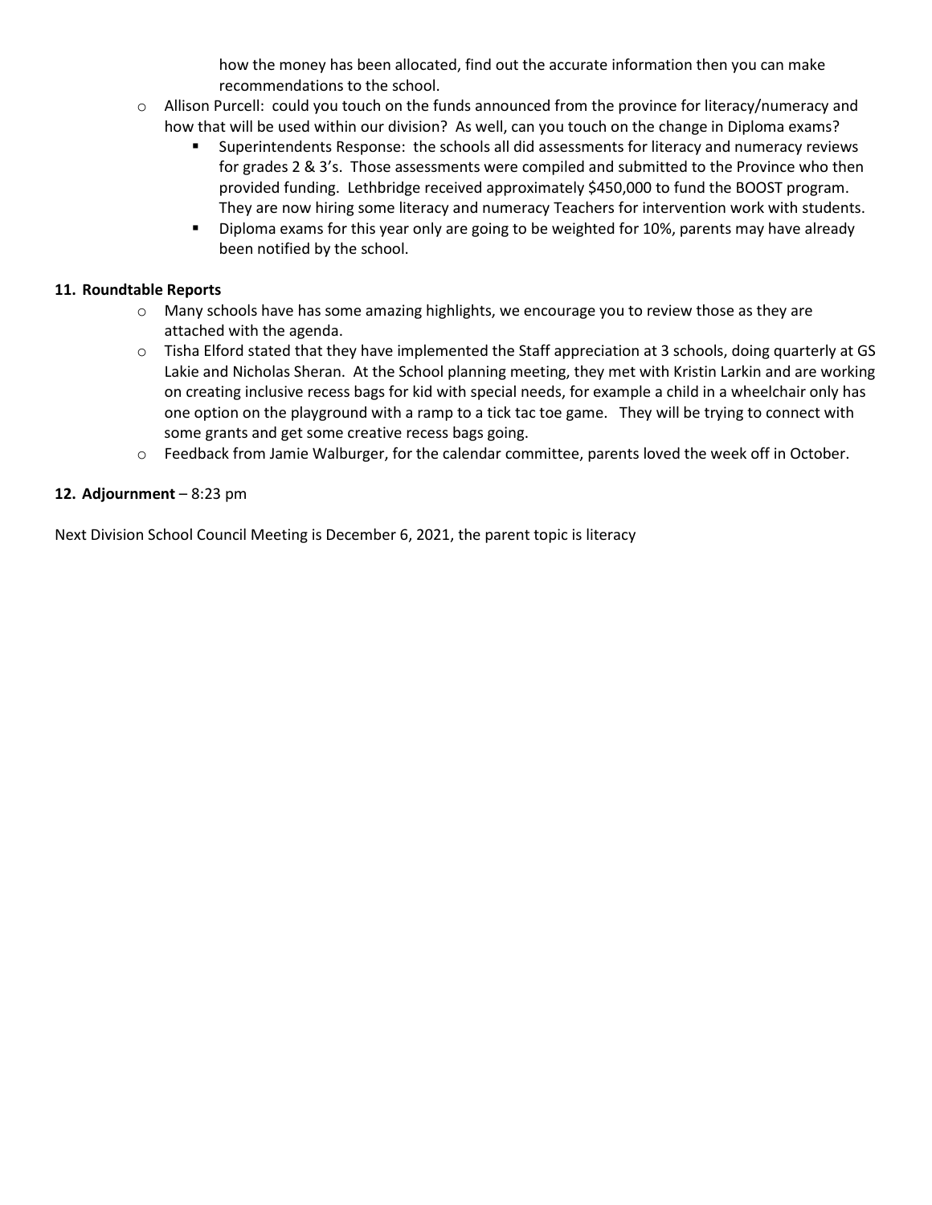how the money has been allocated, find out the accurate information then you can make recommendations to the school.

- Allison Purcell: could you touch on the funds announced from the province for literacy/numeracy and how that will be used within our division? As well, can you touch on the change in Diploma exams?
  - Superintendents Response: the schools all did assessments for literacy and numeracy reviews for grades 2 & 3's. Those assessments were compiled and submitted to the Province who then provided funding. Lethbridge received approximately $450,000 to fund the BOOST program. They are now hiring some literacy and numeracy Teachers for intervention work with students.
  - Diploma exams for this year only are going to be weighted for 10%, parents may have already been notified by the school.

**11. Roundtable Reports**

- Many schools have has some amazing highlights, we encourage you to review those as they are attached with the agenda.
- Tisha Elford stated that they have implemented the Staff appreciation at 3 schools, doing quarterly at GS Lakie and Nicholas Sheran. At the School planning meeting, they met with Kristin Larkin and are working on creating inclusive recess bags for kid with special needs, for example a child in a wheelchair only has one option on the playground with a ramp to a tick tac toe game. They will be trying to connect with some grants and get some creative recess bags going.
- Feedback from Jamie Walburger, for the calendar committee, parents loved the week off in October.

**12. Adjournment** – 8:23 pm

Next Division School Council Meeting is December 6, 2021, the parent topic is literacy